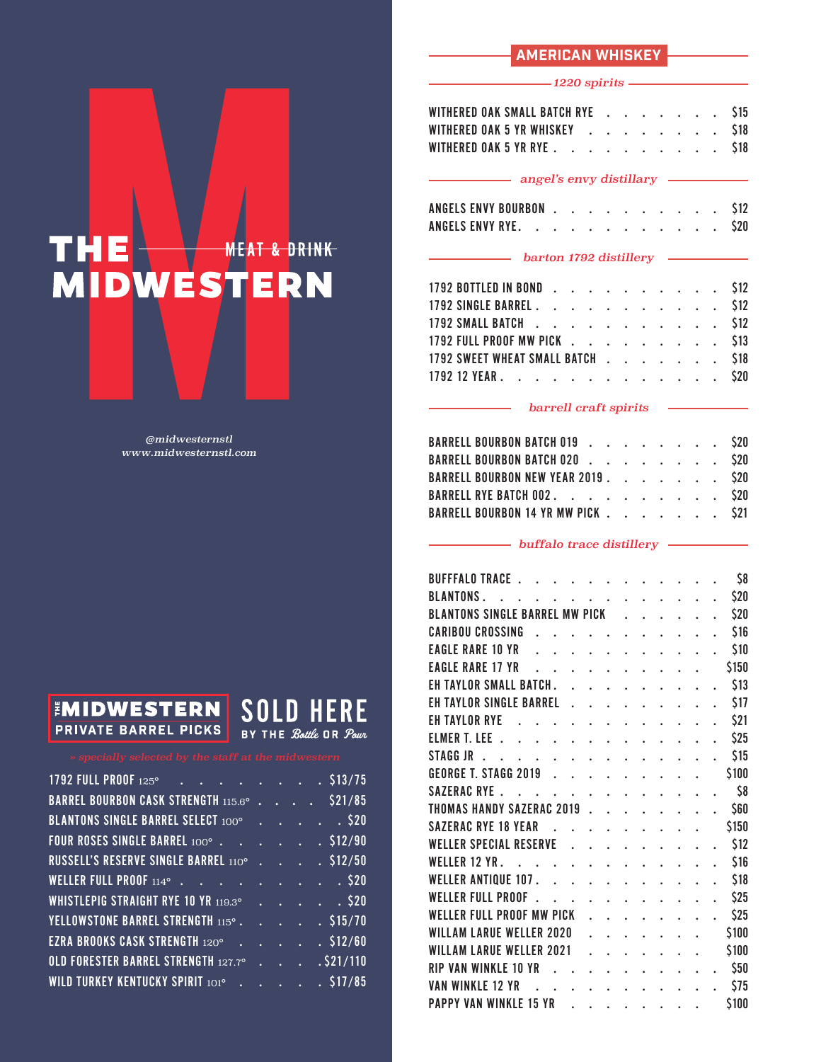# THE MIDWESTERN

MEAT & DRINK

*@midwesternstl*
*www.midwesternstl.com*

## THE MIDWESTERN PRIVATE BARREL PICKS

**SOLD HERE** BY THE *Bottle* OR *Pour*

*» specially selected by the staff at the midwestern*

| Whiskey | Price |
|---|---|
| 1792 FULL PROOF 125° | $13/75 |
| BARREL BOURBON CASK STRENGTH 115.6° | $21/85 |
| BLANTONS SINGLE BARREL SELECT 100° | $20 |
| FOUR ROSES SINGLE BARREL 100° | $12/90 |
| RUSSELL'S RESERVE SINGLE BARREL 110° | $12/50 |
| WELLER FULL PROOF 114° | $20 |
| WHISTLEPIG STRAIGHT RYE 10 YR 119.3° | $20 |
| YELLOWSTONE BARREL STRENGTH 115° | $15/70 |
| EZRA BROOKS CASK STRENGTH 120° | $12/60 |
| OLD FORESTER BARREL STRENGTH 127.7° | $21/110 |
| WILD TURKEY KENTUCKY SPIRIT 101° | $17/85 |

## AMERICAN WHISKEY

### *1220 spirits*

| Whiskey | Price |
|---|---|
| WITHERED OAK SMALL BATCH RYE | $15 |
| WITHERED OAK 5 YR WHISKEY | $18 |
| WITHERED OAK 5 YR RYE | $18 |

### *angel's envy distillary*

| Whiskey | Price |
|---|---|
| ANGELS ENVY BOURBON | $12 |
| ANGELS ENVY RYE | $20 |

### *barton 1792 distillery*

| Whiskey | Price |
|---|---|
| 1792 BOTTLED IN BOND | $12 |
| 1792 SINGLE BARREL | $12 |
| 1792 SMALL BATCH | $12 |
| 1792 FULL PROOF MW PICK | $13 |
| 1792 SWEET WHEAT SMALL BATCH | $18 |
| 1792 12 YEAR | $20 |

### *barrell craft spirits*

| Whiskey | Price |
|---|---|
| BARRELL BOURBON BATCH 019 | $20 |
| BARRELL BOURBON BATCH 020 | $20 |
| BARRELL BOURBON NEW YEAR 2019 | $20 |
| BARRELL RYE BATCH 002 | $20 |
| BARRELL BOURBON 14 YR MW PICK | $21 |

### *buffalo trace distillery*

| Whiskey | Price |
|---|---|
| BUFFALO TRACE | $8 |
| BLANTONS | $20 |
| BLANTONS SINGLE BARREL MW PICK | $20 |
| CARIBOU CROSSING | $16 |
| EAGLE RARE 10 YR | $10 |
| EAGLE RARE 17 YR | $150 |
| EH TAYLOR SMALL BATCH | $13 |
| EH TAYLOR SINGLE BARREL | $17 |
| EH TAYLOR RYE | $21 |
| ELMER T. LEE | $25 |
| STAGG JR | $15 |
| GEORGE T. STAGG 2019 | $100 |
| SAZERAC RYE | $8 |
| THOMAS HANDY SAZERAC 2019 | $60 |
| SAZERAC RYE 18 YEAR | $150 |
| WELLER SPECIAL RESERVE | $12 |
| WELLER 12 YR | $16 |
| WELLER ANTIQUE 107 | $18 |
| WELLER FULL PROOF | $25 |
| WELLER FULL PROOF MW PICK | $25 |
| WILLAM LARUE WELLER 2020 | $100 |
| WILLAM LARUE WELLER 2021 | $100 |
| RIP VAN WINKLE 10 YR | $50 |
| VAN WINKLE 12 YR | $75 |
| PAPPY VAN WINKLE 15 YR | $100 |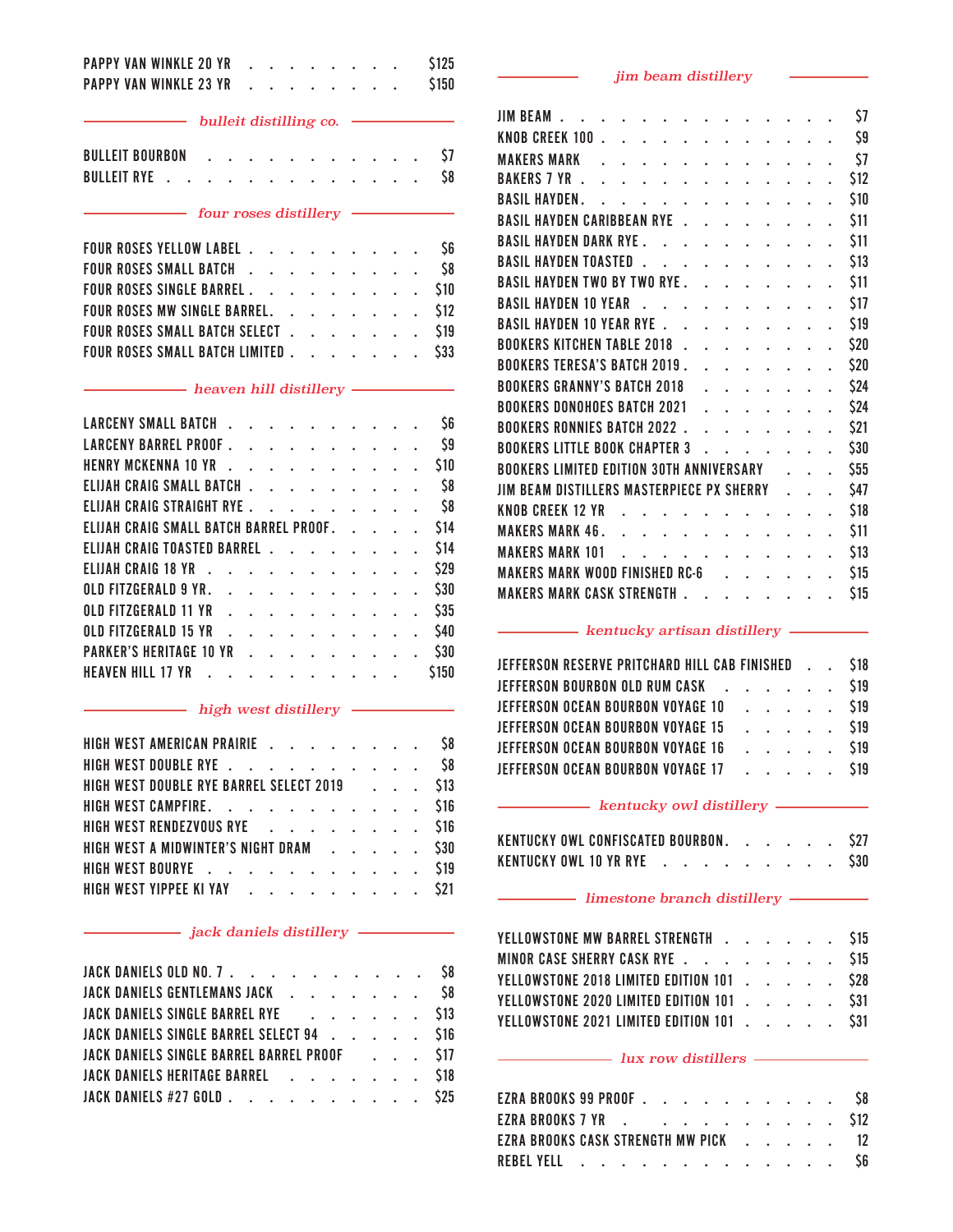PAPPY VAN WINKLE 20 YR . . . . . . . . . $125
PAPPY VAN WINKLE 23 YR . . . . . . . . . $150

## *bulleit distilling co.*

BULLEIT BOURBON . . . . . . . . . . . . $7
BULLEIT RYE . . . . . . . . . . . . . . $8

## *four roses distillery*

FOUR ROSES YELLOW LABEL . . . . . . . . . . $6
FOUR ROSES SMALL BATCH . . . . . . . . . . $8
FOUR ROSES SINGLE BARREL . . . . . . . . . $10
FOUR ROSES MW SINGLE BARREL. . . . . . . . $12
FOUR ROSES SMALL BATCH SELECT . . . . . . . $19
FOUR ROSES SMALL BATCH LIMITED . . . . . . . $33

## *heaven hill distillery*

LARCENY SMALL BATCH . . . . . . . . . . . $6
LARCENY BARREL PROOF . . . . . . . . . . . $9
HENRY MCKENNA 10 YR . . . . . . . . . . . $10
ELIJAH CRAIG SMALL BATCH . . . . . . . . . . $8
ELIJAH CRAIG STRAIGHT RYE . . . . . . . . . $8
ELIJAH CRAIG SMALL BATCH BARREL PROOF. . . . . $14
ELIJAH CRAIG TOASTED BARREL . . . . . . . . $14
ELIJAH CRAIG 18 YR . . . . . . . . . . . . $29
OLD FITZGERALD 9 YR. . . . . . . . . . . . $30
OLD FITZGERALD 11 YR . . . . . . . . . . . $35
OLD FITZGERALD 15 YR . . . . . . . . . . . $40
PARKER'S HERITAGE 10 YR . . . . . . . . . . $30
HEAVEN HILL 17 YR . . . . . . . . . . . . $150

## *high west distillery*

HIGH WEST AMERICAN PRAIRIE . . . . . . . . . $8
HIGH WEST DOUBLE RYE . . . . . . . . . . . $8
HIGH WEST DOUBLE RYE BARREL SELECT 2019 . . . $13
HIGH WEST CAMPFIRE. . . . . . . . . . . . $16
HIGH WEST RENDEZVOUS RYE . . . . . . . . . $16
HIGH WEST A MIDWINTER'S NIGHT DRAM . . . . . $30
HIGH WEST BOURYE . . . . . . . . . . . . $19
HIGH WEST YIPPEE KI YAY . . . . . . . . . . $21

## *jack daniels distillery*

JACK DANIELS OLD NO. 7 . . . . . . . . . . . $8
JACK DANIELS GENTLEMANS JACK . . . . . . . . $8
JACK DANIELS SINGLE BARREL RYE . . . . . . . $13
JACK DANIELS SINGLE BARREL SELECT 94 . . . . . $16
JACK DANIELS SINGLE BARREL BARREL PROOF . . . $17
JACK DANIELS HERITAGE BARREL . . . . . . . . $18
JACK DANIELS #27 GOLD . . . . . . . . . . . $25

## *jim beam distillery*

JIM BEAM . . . . . . . . . . . . . . . . $7
KNOB CREEK 100 . . . . . . . . . . . . . . $9
MAKERS MARK . . . . . . . . . . . . . . . $7
BAKERS 7 YR . . . . . . . . . . . . . . . $12
BASIL HAYDEN. . . . . . . . . . . . . . . $10
BASIL HAYDEN CARIBBEAN RYE . . . . . . . . . $11
BASIL HAYDEN DARK RYE . . . . . . . . . . . $11
BASIL HAYDEN TOASTED . . . . . . . . . . . $13
BASIL HAYDEN TWO BY TWO RYE . . . . . . . . $11
BASIL HAYDEN 10 YEAR . . . . . . . . . . . $17
BASIL HAYDEN 10 YEAR RYE . . . . . . . . . . $19
BOOKERS KITCHEN TABLE 2018 . . . . . . . . . $20
BOOKERS TERESA'S BATCH 2019 . . . . . . . . $20
BOOKERS GRANNY'S BATCH 2018 . . . . . . . . $24
BOOKERS DONOHOES BATCH 2021 . . . . . . . . $24
BOOKERS RONNIES BATCH 2022 . . . . . . . . . $21
BOOKERS LITTLE BOOK CHAPTER 3 . . . . . . . $30
BOOKERS LIMITED EDITION 30TH ANNIVERSARY . . . $55
JIM BEAM DISTILLERS MASTERPIECE PX SHERRY . . . $47
KNOB CREEK 12 YR . . . . . . . . . . . . . $18
MAKERS MARK 46. . . . . . . . . . . . . . $11
MAKERS MARK 101 . . . . . . . . . . . . . $13
MAKERS MARK WOOD FINISHED RC-6 . . . . . . . $15
MAKERS MARK CASK STRENGTH . . . . . . . . . $15

## *kentucky artisan distillery*

JEFFERSON RESERVE PRITCHARD HILL CAB FINISHED . . $18
JEFFERSON BOURBON OLD RUM CASK . . . . . . . $19
JEFFERSON OCEAN BOURBON VOYAGE 10 . . . . . . $19
JEFFERSON OCEAN BOURBON VOYAGE 15 . . . . . . $19
JEFFERSON OCEAN BOURBON VOYAGE 16 . . . . . . $19
JEFFERSON OCEAN BOURBON VOYAGE 17 . . . . . . $19

## *kentucky owl distillery*

KENTUCKY OWL CONFISCATED BOURBON. . . . . . . $27
KENTUCKY OWL 10 YR RYE . . . . . . . . . . $30

## *limestone branch distillery*

YELLOWSTONE MW BARREL STRENGTH . . . . . . . $15
MINOR CASE SHERRY CASK RYE . . . . . . . . . $15
YELLOWSTONE 2018 LIMITED EDITION 101 . . . . . $28
YELLOWSTONE 2020 LIMITED EDITION 101 . . . . . $31
YELLOWSTONE 2021 LIMITED EDITION 101 . . . . . $31

## *lux row distillers*

EZRA BROOKS 99 PROOF . . . . . . . . . . . $8
EZRA BROOKS 7 YR . . . . . . . . . . . . . $12
EZRA BROOKS CASK STRENGTH MW PICK . . . . . . 12
REBEL YELL . . . . . . . . . . . . . . . $6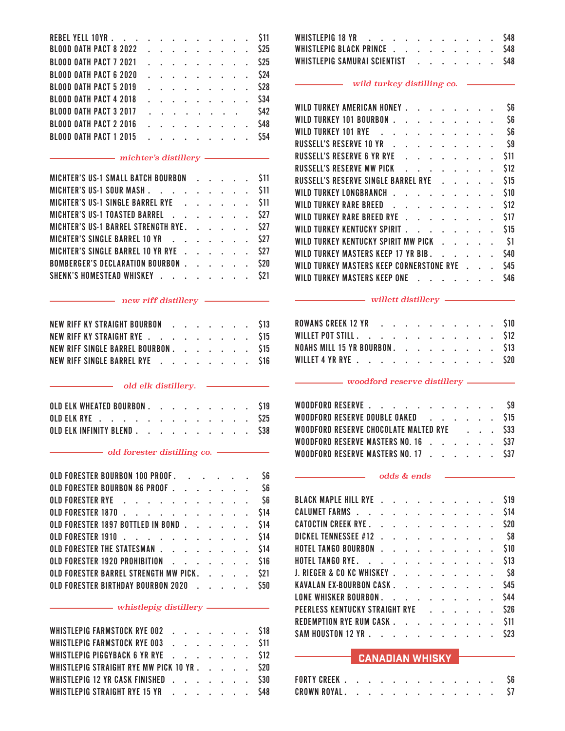REBEL YELL 10YR . . . . . . . . . . . . . . $11
BLOOD OATH PACT 8 2022 . . . . . . . . . . . $25
BLOOD OATH PACT 7 2021 . . . . . . . . . . . $25
BLOOD OATH PACT 6 2020 . . . . . . . . . . . $24
BLOOD OATH PACT 5 2019 . . . . . . . . . . . $28
BLOOD OATH PACT 4 2018 . . . . . . . . . . . $34
BLOOD OATH PACT 3 2017 . . . . . . . . . . $42
BLOOD OATH PACT 2 2016 . . . . . . . . . . . $48
BLOOD OATH PACT 1 2015 . . . . . . . . . . . $54

## *michter's distillery*

MICHTER'S US-1 SMALL BATCH BOURBON . . . . . $11
MICHTER'S US-1 SOUR MASH . . . . . . . . . . $11
MICHTER'S US-1 SINGLE BARREL RYE . . . . . . . $11
MICHTER'S US-1 TOASTED BARREL . . . . . . . . $27
MICHTER'S US-1 BARREL STRENGTH RYE . . . . . . $27
MICHTER'S SINGLE BARREL 10 YR . . . . . . . . $27
MICHTER'S SINGLE BARREL 10 YR RYE . . . . . . . $27
BOMBERGER'S DECLARATION BOURBON . . . . . . $20
SHENK'S HOMESTEAD WHISKEY . . . . . . . . . $21

## *new riff distillery*

NEW RIFF KY STRAIGHT BOURBON . . . . . . . . $13
NEW RIFF KY STRAIGHT RYE . . . . . . . . . . $15
NEW RIFF SINGLE BARREL BOURBON . . . . . . . $15
NEW RIFF SINGLE BARREL RYE . . . . . . . . . $16

## *old elk distillery.*

OLD ELK WHEATED BOURBON . . . . . . . . . . $19
OLD ELK RYE . . . . . . . . . . . . . . . . $25
OLD ELK INFINITY BLEND . . . . . . . . . . . $38

## *old forester distilling co.*

OLD FORESTER BOURBON 100 PROOF . . . . . . . $6
OLD FORESTER BOURBON 86 PROOF . . . . . . . . $6
OLD FORESTER RYE . . . . . . . . . . . . . . $6
OLD FORESTER 1870 . . . . . . . . . . . . . $14
OLD FORESTER 1897 BOTTLED IN BOND . . . . . . $14
OLD FORESTER 1910 . . . . . . . . . . . . . $14
OLD FORESTER THE STATESMAN . . . . . . . . . $14
OLD FORESTER 1920 PROHIBITION . . . . . . . . $16
OLD FORESTER BARREL STRENGTH MW PICK . . . . . $21
OLD FORESTER BIRTHDAY BOURBON 2020 . . . . . $50

## *whistlepig distillery*

WHISTLEPIG FARMSTOCK RYE 002 . . . . . . . . $18
WHISTLEPIG FARMSTOCK RYE 003 . . . . . . . . $11
WHISTLEPIG PIGGYBACK 6 YR RYE . . . . . . . . $12
WHISTLEPIG STRAIGHT RYE MW PICK 10 YR . . . . . $20
WHISTLEPIG 12 YR CASK FINISHED . . . . . . . . $30
WHISTLEPIG STRAIGHT RYE 15 YR . . . . . . . . $48
WHISTLEPIG 18 YR . . . . . . . . . . . . . . $48
WHISTLEPIG BLACK PRINCE . . . . . . . . . . . $48
WHISTLEPIG SAMURAI SCIENTIST . . . . . . . . $48

## *wild turkey distilling co.*

WILD TURKEY AMERICAN HONEY . . . . . . . . . $6
WILD TURKEY 101 BOURBON . . . . . . . . . . $6
WILD TURKEY 101 RYE . . . . . . . . . . . . $6
RUSSELL'S RESERVE 10 YR . . . . . . . . . . $9
RUSSELL'S RESERVE 6 YR RYE . . . . . . . . . $11
RUSSELL'S RESERVE MW PICK . . . . . . . . . $12
RUSSELL'S RESERVE SINGLE BARREL RYE . . . . . $15
WILD TURKEY LONGBRANCH . . . . . . . . . . . $10
WILD TURKEY RARE BREED . . . . . . . . . . . $12
WILD TURKEY RARE BREED RYE . . . . . . . . . $17
WILD TURKEY KENTUCKY SPIRIT . . . . . . . . . $15
WILD TURKEY KENTUCKY SPIRIT MW PICK . . . . . $1
WILD TURKEY MASTERS KEEP 17 YR BIB . . . . . . $40
WILD TURKEY MASTERS KEEP CORNERSTONE RYE . . . $45
WILD TURKEY MASTERS KEEP ONE . . . . . . . . $46

## *willett distillery*

ROWANS CREEK 12 YR . . . . . . . . . . . . $10
WILLET POT STILL . . . . . . . . . . . . . . $12
NOAHS MILL 15 YR BOURBON . . . . . . . . . . $13
WILLET 4 YR RYE . . . . . . . . . . . . . . $20

## *woodford reserve distillery*

WOODFORD RESERVE . . . . . . . . . . . . . $9
WOODFORD RESERVE DOUBLE OAKED . . . . . . . $15
WOODFORD RESERVE CHOCOLATE MALTED RYE . . . $33
WOODFORD RESERVE MASTERS NO. 16 . . . . . . . $37
WOODFORD RESERVE MASTERS NO. 17 . . . . . . . $37

## *odds & ends*

BLACK MAPLE HILL RYE . . . . . . . . . . . . $19
CALUMET FARMS . . . . . . . . . . . . . . . $14
CATOCTIN CREEK RYE . . . . . . . . . . . . . $20
DICKEL TENNESSEE #12 . . . . . . . . . . . . $8
HOTEL TANGO BOURBON . . . . . . . . . . . . $10
HOTEL TANGO RYE . . . . . . . . . . . . . . $13
J. RIEGER & CO KC WHISKEY . . . . . . . . . . $8
KAVALAN EX-BOURBON CASK . . . . . . . . . . $45
LONE WHISKER BOURBON . . . . . . . . . . . . $44
PEERLESS KENTUCKY STRAIGHT RYE . . . . . . . $26
REDEMPTION RYE RUM CASK . . . . . . . . . . $11
SAM HOUSTON 12 YR . . . . . . . . . . . . . $23

# CANADIAN WHISKY

FORTY CREEK . . . . . . . . . . . . . . . . $6
CROWN ROYAL . . . . . . . . . . . . . . . . $7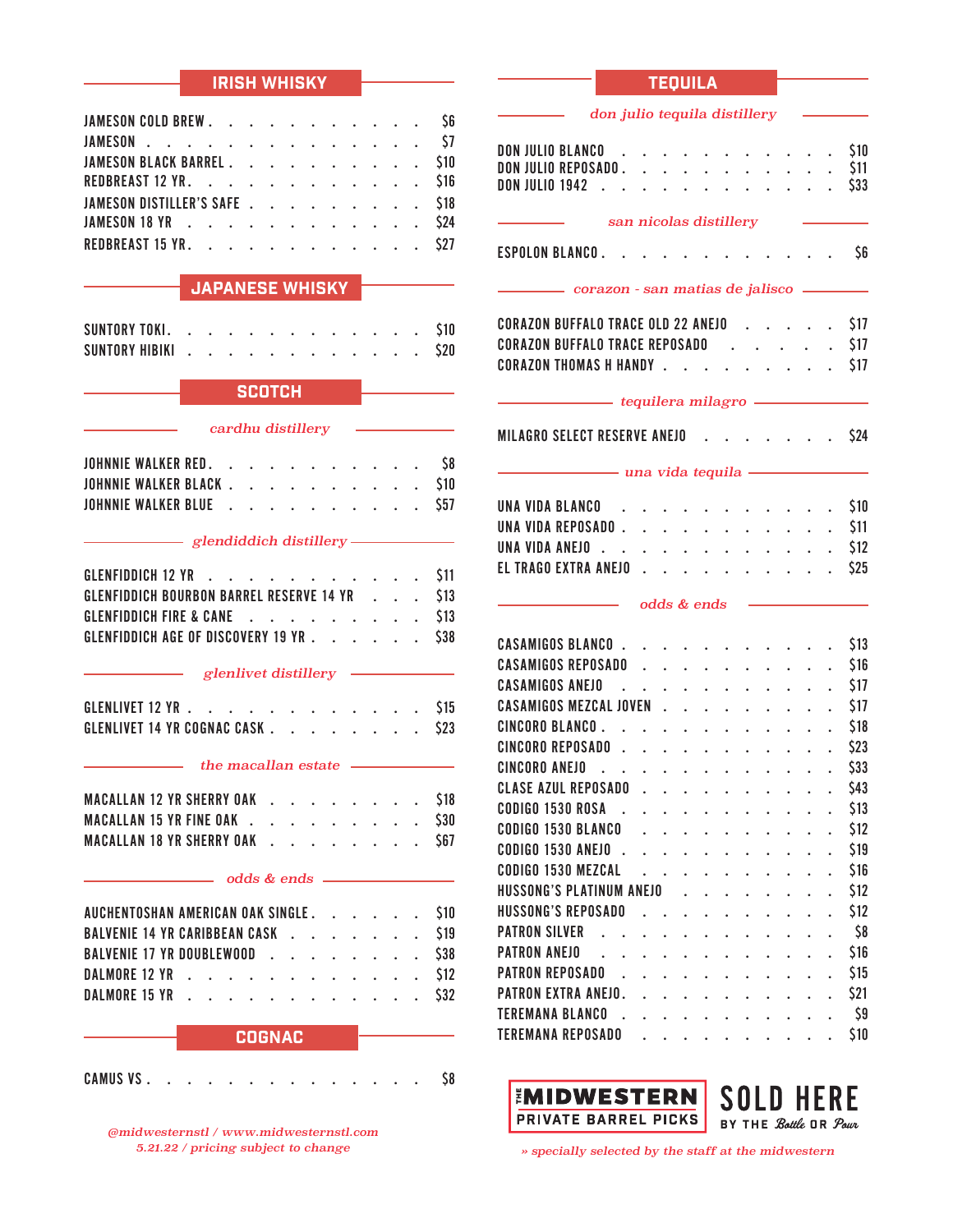## IRISH WHISKY

| | |
|---|---|
| JAMESON COLD BREW | $6 |
| JAMESON | $7 |
| JAMESON BLACK BARREL | $10 |
| REDBREAST 12 YR | $16 |
| JAMESON DISTILLER'S SAFE | $18 |
| JAMESON 18 YR | $24 |
| REDBREAST 15 YR | $27 |

## JAPANESE WHISKY

| | |
|---|---|
| SUNTORY TOKI | $10 |
| SUNTORY HIBIKI | $20 |

## SCOTCH

### *cardhu distillery*

| | |
|---|---|
| JOHNNIE WALKER RED | $8 |
| JOHNNIE WALKER BLACK | $10 |
| JOHNNIE WALKER BLUE | $57 |

### *glendiddich distillery*

| | |
|---|---|
| GLENFIDDICH 12 YR | $11 |
| GLENFIDDICH BOURBON BARREL RESERVE 14 YR | $13 |
| GLENFIDDICH FIRE & CANE | $13 |
| GLENFIDDICH AGE OF DISCOVERY 19 YR | $38 |

### *glenlivet distillery*

| | |
|---|---|
| GLENLIVET 12 YR | $15 |
| GLENLIVET 14 YR COGNAC CASK | $23 |

### *the macallan estate*

| | |
|---|---|
| MACALLAN 12 YR SHERRY OAK | $18 |
| MACALLAN 15 YR FINE OAK | $30 |
| MACALLAN 18 YR SHERRY OAK | $67 |

### *odds & ends*

| | |
|---|---|
| AUCHENTOSHAN AMERICAN OAK SINGLE | $10 |
| BALVENIE 14 YR CARIBBEAN CASK | $19 |
| BALVENIE 17 YR DOUBLEWOOD | $38 |
| DALMORE 12 YR | $12 |
| DALMORE 15 YR | $32 |

## COGNAC

| | |
|---|---|
| CAMUS VS | $8 |

## TEQUILA

### *don julio tequila distillery*

| | |
|---|---|
| DON JULIO BLANCO | $10 |
| DON JULIO REPOSADO | $11 |
| DON JULIO 1942 | $33 |

### *san nicolas distillery*

| | |
|---|---|
| ESPOLON BLANCO | $6 |

### *corazon - san matias de jalisco*

| | |
|---|---|
| CORAZON BUFFALO TRACE OLD 22 ANEJO | $17 |
| CORAZON BUFFALO TRACE REPOSADO | $17 |
| CORAZON THOMAS H HANDY | $17 |

### *tequilera milagro*

| | |
|---|---|
| MILAGRO SELECT RESERVE ANEJO | $24 |

### *una vida tequila*

| | |
|---|---|
| UNA VIDA BLANCO | $10 |
| UNA VIDA REPOSADO | $11 |
| UNA VIDA ANEJO | $12 |
| EL TRAGO EXTRA ANEJO | $25 |

### *odds & ends*

| | |
|---|---|
| CASAMIGOS BLANCO | $13 |
| CASAMIGOS REPOSADO | $16 |
| CASAMIGOS ANEJO | $17 |
| CASAMIGOS MEZCAL JOVEN | $17 |
| CINCORO BLANCO | $18 |
| CINCORO REPOSADO | $23 |
| CINCORO ANEJO | $33 |
| CLASE AZUL REPOSADO | $43 |
| CODIGO 1530 ROSA | $13 |
| CODIGO 1530 BLANCO | $12 |
| CODIGO 1530 ANEJO | $19 |
| CODIGO 1530 MEZCAL | $16 |
| HUSSONG'S PLATINUM ANEJO | $12 |
| HUSSONG'S REPOSADO | $12 |
| PATRON SILVER | $8 |
| PATRON ANEJO | $16 |
| PATRON REPOSADO | $15 |
| PATRON EXTRA ANEJO | $21 |
| TEREMANA BLANCO | $9 |
| TEREMANA REPOSADO | $10 |

**THE MIDWESTERN PRIVATE BARREL PICKS** — **SOLD HERE** BY THE *Bottle* OR *Pour*

*» specially selected by the staff at the midwestern*

*@midwesternstl / www.midwesternstl.com*
*5.21.22 / pricing subject to change*